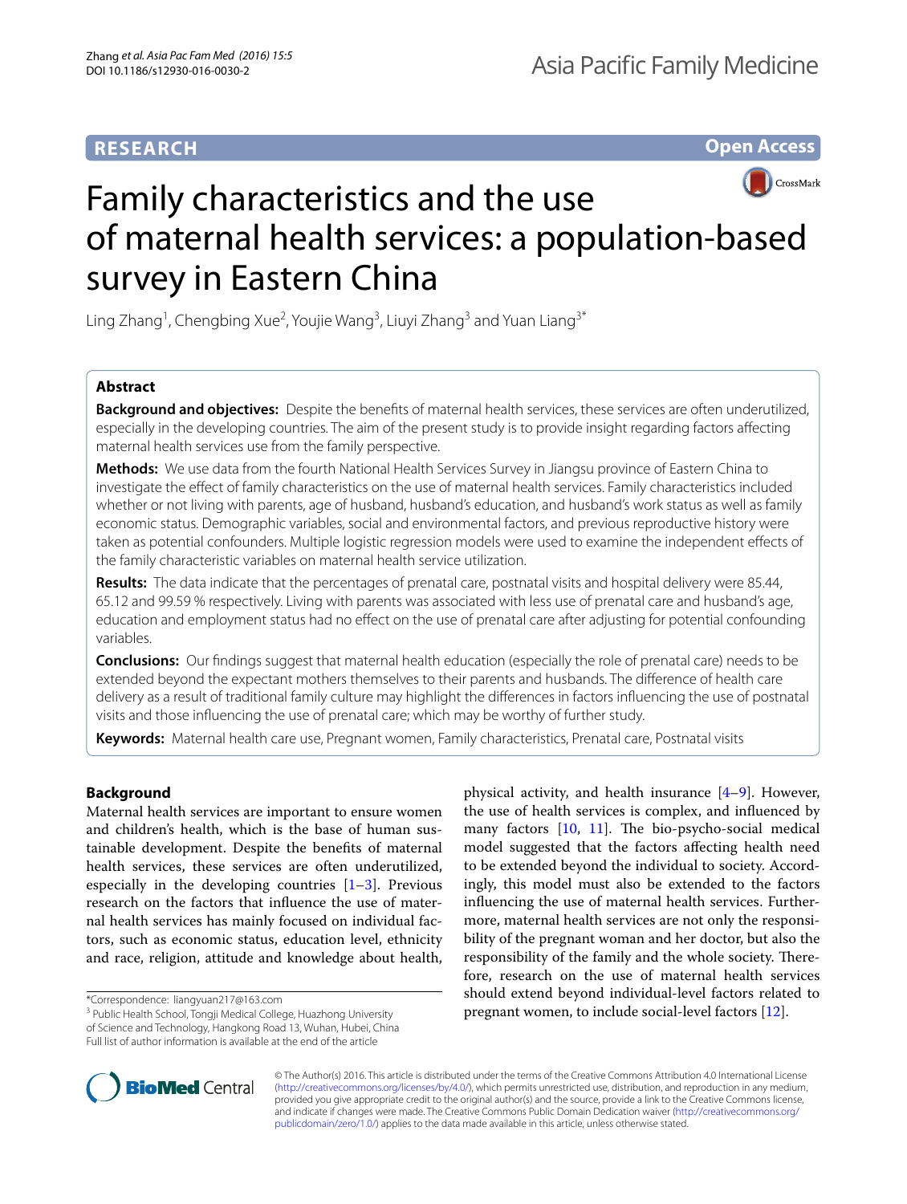RESEARCH

Open Access

# Family characteristics and the use of maternal health services: a population-based survey in Eastern China

Ling Zhang[1], Chengbing Xue[2], Youjie Wang[3], Liuyi Zhang[3] and Yuan Liang[3*]

## Abstract

**Background and objectives:** Despite the benefits of maternal health services, these services are often underutilized, especially in the developing countries. The aim of the present study is to provide insight regarding factors affecting maternal health services use from the family perspective.

**Methods:** We use data from the fourth National Health Services Survey in Jiangsu province of Eastern China to investigate the effect of family characteristics on the use of maternal health services. Family characteristics included whether or not living with parents, age of husband, husband's education, and husband's work status as well as family economic status. Demographic variables, social and environmental factors, and previous reproductive history were taken as potential confounders. Multiple logistic regression models were used to examine the independent effects of the family characteristic variables on maternal health service utilization.

**Results:** The data indicate that the percentages of prenatal care, postnatal visits and hospital delivery were 85.44, 65.12 and 99.59 % respectively. Living with parents was associated with less use of prenatal care and husband's age, education and employment status had no effect on the use of prenatal care after adjusting for potential confounding variables.

**Conclusions:** Our findings suggest that maternal health education (especially the role of prenatal care) needs to be extended beyond the expectant mothers themselves to their parents and husbands. The difference of health care delivery as a result of traditional family culture may highlight the differences in factors influencing the use of postnatal visits and those influencing the use of prenatal care; which may be worthy of further study.

**Keywords:** Maternal health care use, Pregnant women, Family characteristics, Prenatal care, Postnatal visits

## Background

Maternal health services are important to ensure women and children's health, which is the base of human sustainable development. Despite the benefits of maternal health services, these services are often underutilized, especially in the developing countries [1–3]. Previous research on the factors that influence the use of maternal health services has mainly focused on individual factors, such as economic status, education level, ethnicity and race, religion, attitude and knowledge about health, physical activity, and health insurance [4–9]. However, the use of health services is complex, and influenced by many factors [10, 11]. The bio-psycho-social medical model suggested that the factors affecting health need to be extended beyond the individual to society. Accordingly, this model must also be extended to the factors influencing the use of maternal health services. Furthermore, maternal health services are not only the responsibility of the pregnant woman and her doctor, but also the responsibility of the family and the whole society. Therefore, research on the use of maternal health services should extend beyond individual-level factors related to pregnant women, to include social-level factors [12].

*Correspondence: liangyuan217@163.com
[3] Public Health School, Tongji Medical College, Huazhong University of Science and Technology, Hangkong Road 13, Wuhan, Hubei, China
Full list of author information is available at the end of the article

© The Author(s) 2016. This article is distributed under the terms of the Creative Commons Attribution 4.0 International License (http://creativecommons.org/licenses/by/4.0/), which permits unrestricted use, distribution, and reproduction in any medium, provided you give appropriate credit to the original author(s) and the source, provide a link to the Creative Commons license, and indicate if changes were made. The Creative Commons Public Domain Dedication waiver (http://creativecommons.org/publicdomain/zero/1.0/) applies to the data made available in this article, unless otherwise stated.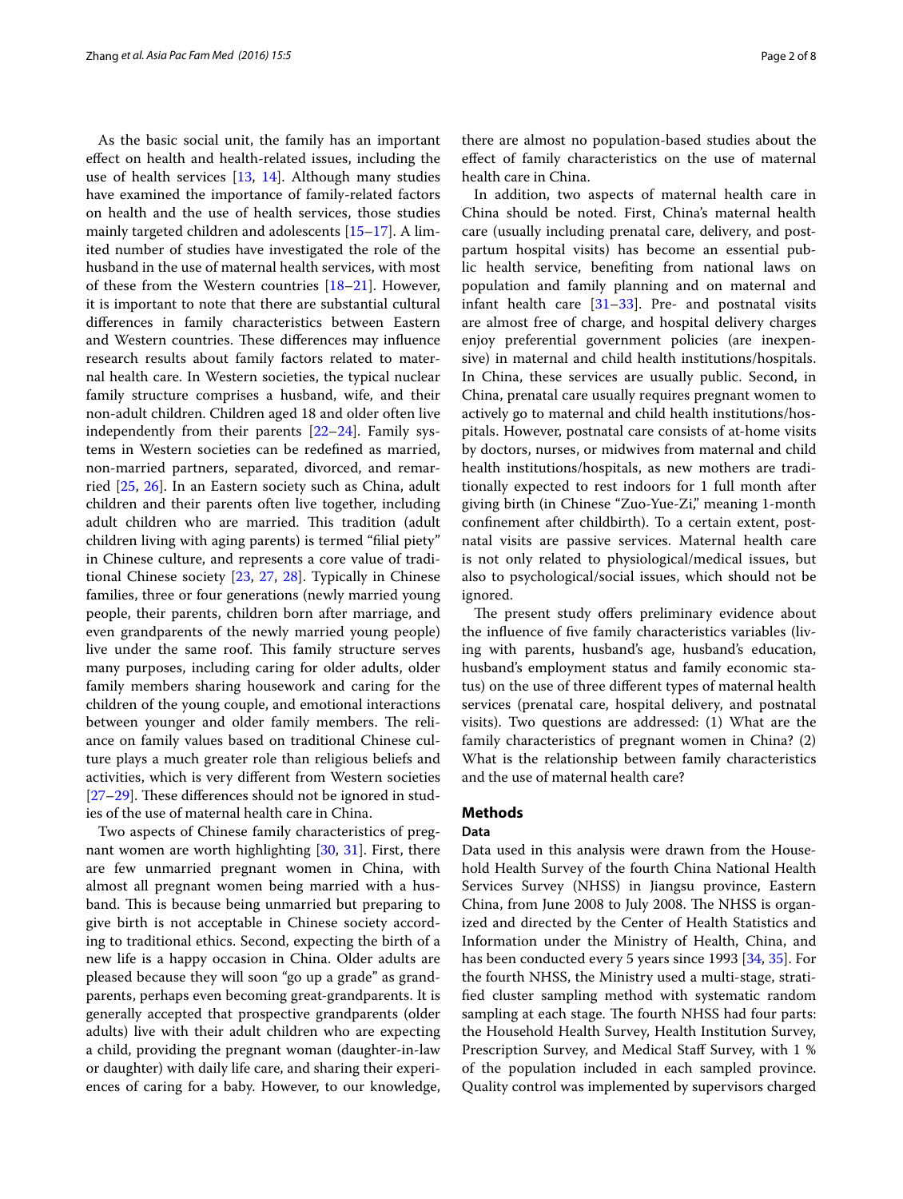As the basic social unit, the family has an important effect on health and health-related issues, including the use of health services [13, 14]. Although many studies have examined the importance of family-related factors on health and the use of health services, those studies mainly targeted children and adolescents [15–17]. A limited number of studies have investigated the role of the husband in the use of maternal health services, with most of these from the Western countries [18–21]. However, it is important to note that there are substantial cultural differences in family characteristics between Eastern and Western countries. These differences may influence research results about family factors related to maternal health care. In Western societies, the typical nuclear family structure comprises a husband, wife, and their non-adult children. Children aged 18 and older often live independently from their parents [22–24]. Family systems in Western societies can be redefined as married, non-married partners, separated, divorced, and remarried [25, 26]. In an Eastern society such as China, adult children and their parents often live together, including adult children who are married. This tradition (adult children living with aging parents) is termed "filial piety" in Chinese culture, and represents a core value of traditional Chinese society [23, 27, 28]. Typically in Chinese families, three or four generations (newly married young people, their parents, children born after marriage, and even grandparents of the newly married young people) live under the same roof. This family structure serves many purposes, including caring for older adults, older family members sharing housework and caring for the children of the young couple, and emotional interactions between younger and older family members. The reliance on family values based on traditional Chinese culture plays a much greater role than religious beliefs and activities, which is very different from Western societies [27–29]. These differences should not be ignored in studies of the use of maternal health care in China.

Two aspects of Chinese family characteristics of pregnant women are worth highlighting [30, 31]. First, there are few unmarried pregnant women in China, with almost all pregnant women being married with a husband. This is because being unmarried but preparing to give birth is not acceptable in Chinese society according to traditional ethics. Second, expecting the birth of a new life is a happy occasion in China. Older adults are pleased because they will soon "go up a grade" as grandparents, perhaps even becoming great-grandparents. It is generally accepted that prospective grandparents (older adults) live with their adult children who are expecting a child, providing the pregnant woman (daughter-in-law or daughter) with daily life care, and sharing their experiences of caring for a baby. However, to our knowledge, there are almost no population-based studies about the effect of family characteristics on the use of maternal health care in China.

In addition, two aspects of maternal health care in China should be noted. First, China's maternal health care (usually including prenatal care, delivery, and postpartum hospital visits) has become an essential public health service, benefiting from national laws on population and family planning and on maternal and infant health care [31–33]. Pre- and postnatal visits are almost free of charge, and hospital delivery charges enjoy preferential government policies (are inexpensive) in maternal and child health institutions/hospitals. In China, these services are usually public. Second, in China, prenatal care usually requires pregnant women to actively go to maternal and child health institutions/hospitals. However, postnatal care consists of at-home visits by doctors, nurses, or midwives from maternal and child health institutions/hospitals, as new mothers are traditionally expected to rest indoors for 1 full month after giving birth (in Chinese "Zuo-Yue-Zi," meaning 1-month confinement after childbirth). To a certain extent, postnatal visits are passive services. Maternal health care is not only related to physiological/medical issues, but also to psychological/social issues, which should not be ignored.

The present study offers preliminary evidence about the influence of five family characteristics variables (living with parents, husband's age, husband's education, husband's employment status and family economic status) on the use of three different types of maternal health services (prenatal care, hospital delivery, and postnatal visits). Two questions are addressed: (1) What are the family characteristics of pregnant women in China? (2) What is the relationship between family characteristics and the use of maternal health care?

## Methods

### Data

Data used in this analysis were drawn from the Household Health Survey of the fourth China National Health Services Survey (NHSS) in Jiangsu province, Eastern China, from June 2008 to July 2008. The NHSS is organized and directed by the Center of Health Statistics and Information under the Ministry of Health, China, and has been conducted every 5 years since 1993 [34, 35]. For the fourth NHSS, the Ministry used a multi-stage, stratified cluster sampling method with systematic random sampling at each stage. The fourth NHSS had four parts: the Household Health Survey, Health Institution Survey, Prescription Survey, and Medical Staff Survey, with 1 % of the population included in each sampled province. Quality control was implemented by supervisors charged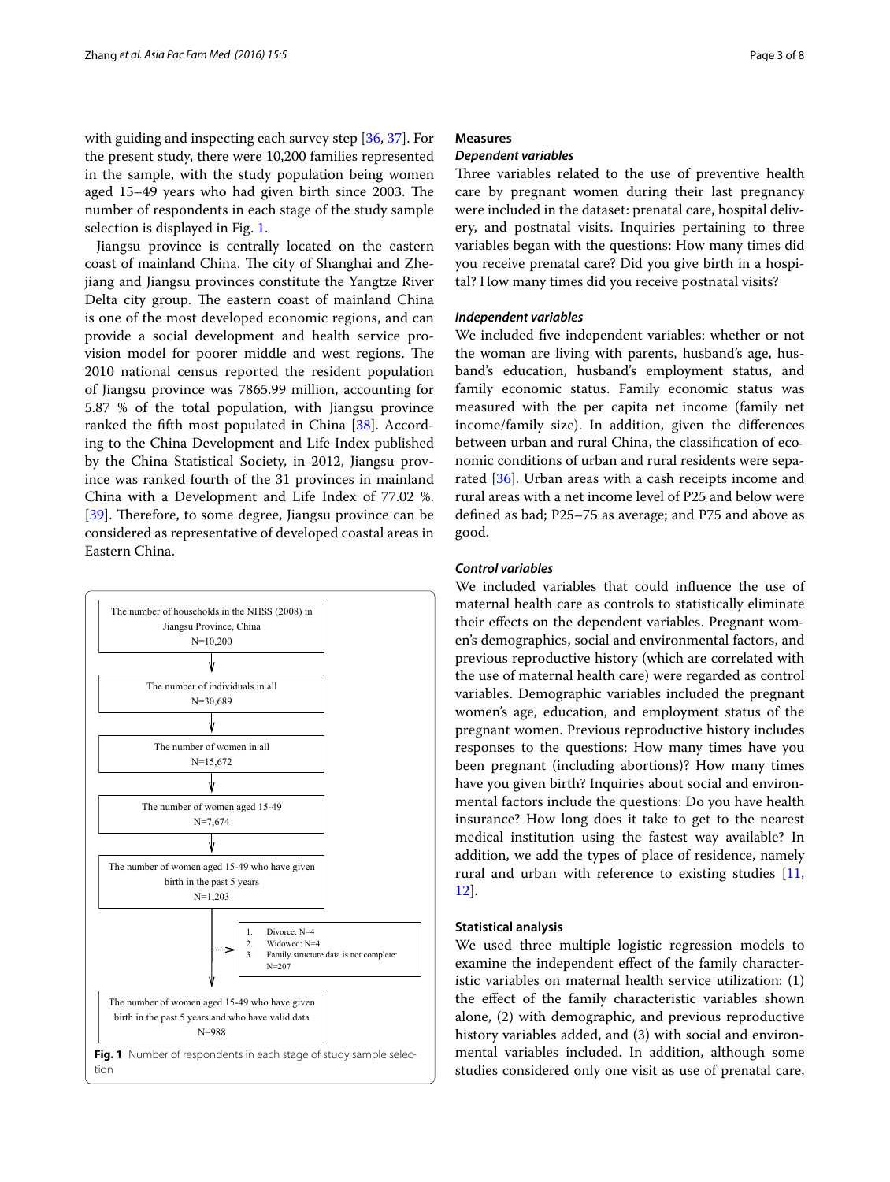with guiding and inspecting each survey step [36, 37]. For the present study, there were 10,200 families represented in the sample, with the study population being women aged 15–49 years who had given birth since 2003. The number of respondents in each stage of the study sample selection is displayed in Fig. 1.

Jiangsu province is centrally located on the eastern coast of mainland China. The city of Shanghai and Zhejiang and Jiangsu provinces constitute the Yangtze River Delta city group. The eastern coast of mainland China is one of the most developed economic regions, and can provide a social development and health service provision model for poorer middle and west regions. The 2010 national census reported the resident population of Jiangsu province was 7865.99 million, accounting for 5.87 % of the total population, with Jiangsu province ranked the fifth most populated in China [38]. According to the China Development and Life Index published by the China Statistical Society, in 2012, Jiangsu province was ranked fourth of the 31 provinces in mainland China with a Development and Life Index of 77.02 %. [39]. Therefore, to some degree, Jiangsu province can be considered as representative of developed coastal areas in Eastern China.

The number of households in the NHSS (2008) in Jiangsu Province, China
N=10,200

↓

The number of individuals in all
N=30,689

↓

The number of women in all
N=15,672

↓

The number of women aged 15-49
N=7,674

↓

The number of women aged 15-49 who have given birth in the past 5 years
N=1,203

→
1. Divorce: N=4
2. Widowed: N=4
3. Family structure data is not complete: N=207

↓

The number of women aged 15-49 who have given birth in the past 5 years and who have valid data
N=988

**Fig. 1** Number of respondents in each stage of study sample selection

## Measures

### Dependent variables

Three variables related to the use of preventive health care by pregnant women during their last pregnancy were included in the dataset: prenatal care, hospital delivery, and postnatal visits. Inquiries pertaining to three variables began with the questions: How many times did you receive prenatal care? Did you give birth in a hospital? How many times did you receive postnatal visits?

### Independent variables

We included five independent variables: whether or not the woman are living with parents, husband's age, husband's education, husband's employment status, and family economic status. Family economic status was measured with the per capita net income (family net income/family size). In addition, given the differences between urban and rural China, the classification of economic conditions of urban and rural residents were separated [36]. Urban areas with a cash receipts income and rural areas with a net income level of P25 and below were defined as bad; P25–75 as average; and P75 and above as good.

### Control variables

We included variables that could influence the use of maternal health care as controls to statistically eliminate their effects on the dependent variables. Pregnant women's demographics, social and environmental factors, and previous reproductive history (which are correlated with the use of maternal health care) were regarded as control variables. Demographic variables included the pregnant women's age, education, and employment status of the pregnant women. Previous reproductive history includes responses to the questions: How many times have you been pregnant (including abortions)? How many times have you given birth? Inquiries about social and environmental factors include the questions: Do you have health insurance? How long does it take to get to the nearest medical institution using the fastest way available? In addition, we add the types of place of residence, namely rural and urban with reference to existing studies [11, 12].

## Statistical analysis

We used three multiple logistic regression models to examine the independent effect of the family characteristic variables on maternal health service utilization: (1) the effect of the family characteristic variables shown alone, (2) with demographic, and previous reproductive history variables added, and (3) with social and environmental variables included. In addition, although some studies considered only one visit as use of prenatal care,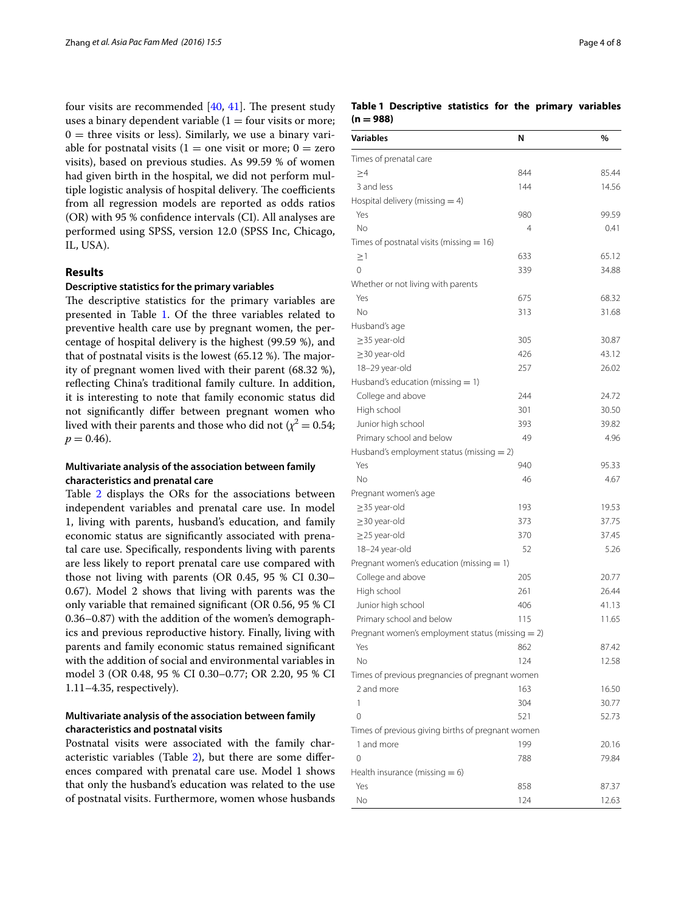four visits are recommended [40, 41]. The present study uses a binary dependent variable (1 = four visits or more; 0 = three visits or less). Similarly, we use a binary variable for postnatal visits (1 = one visit or more; 0 = zero visits), based on previous studies. As 99.59 % of women had given birth in the hospital, we did not perform multiple logistic analysis of hospital delivery. The coefficients from all regression models are reported as odds ratios (OR) with 95 % confidence intervals (CI). All analyses are performed using SPSS, version 12.0 (SPSS Inc, Chicago, IL, USA).

## Results

### Descriptive statistics for the primary variables

The descriptive statistics for the primary variables are presented in Table 1. Of the three variables related to preventive health care use by pregnant women, the percentage of hospital delivery is the highest (99.59 %), and that of postnatal visits is the lowest (65.12 %). The majority of pregnant women lived with their parent (68.32 %), reflecting China's traditional family culture. In addition, it is interesting to note that family economic status did not significantly differ between pregnant women who lived with their parents and those who did not ($\chi^2 = 0.54$; $p = 0.46$).

### Multivariate analysis of the association between family characteristics and prenatal care

Table 2 displays the ORs for the associations between independent variables and prenatal care use. In model 1, living with parents, husband's education, and family economic status are significantly associated with prenatal care use. Specifically, respondents living with parents are less likely to report prenatal care use compared with those not living with parents (OR 0.45, 95 % CI 0.30–0.67). Model 2 shows that living with parents was the only variable that remained significant (OR 0.56, 95 % CI 0.36–0.87) with the addition of the women's demographics and previous reproductive history. Finally, living with parents and family economic status remained significant with the addition of social and environmental variables in model 3 (OR 0.48, 95 % CI 0.30–0.77; OR 2.20, 95 % CI 1.11–4.35, respectively).

### Multivariate analysis of the association between family characteristics and postnatal visits

Postnatal visits were associated with the family characteristic variables (Table 2), but there are some differences compared with prenatal care use. Model 1 shows that only the husband's education was related to the use of postnatal visits. Furthermore, women whose husbands

**Table 1 Descriptive statistics for the primary variables (n = 988)**

| Variables | N | % |
|---|---|---|
| Times of prenatal care | | |
| ≥4 | 844 | 85.44 |
| 3 and less | 144 | 14.56 |
| Hospital delivery (missing = 4) | | |
| Yes | 980 | 99.59 |
| No | 4 | 0.41 |
| Times of postnatal visits (missing = 16) | | |
| ≥1 | 633 | 65.12 |
| 0 | 339 | 34.88 |
| Whether or not living with parents | | |
| Yes | 675 | 68.32 |
| No | 313 | 31.68 |
| Husband's age | | |
| ≥35 year-old | 305 | 30.87 |
| ≥30 year-old | 426 | 43.12 |
| 18–29 year-old | 257 | 26.02 |
| Husband's education (missing = 1) | | |
| College and above | 244 | 24.72 |
| High school | 301 | 30.50 |
| Junior high school | 393 | 39.82 |
| Primary school and below | 49 | 4.96 |
| Husband's employment status (missing = 2) | | |
| Yes | 940 | 95.33 |
| No | 46 | 4.67 |
| Pregnant women's age | | |
| ≥35 year-old | 193 | 19.53 |
| ≥30 year-old | 373 | 37.75 |
| ≥25 year-old | 370 | 37.45 |
| 18–24 year-old | 52 | 5.26 |
| Pregnant women's education (missing = 1) | | |
| College and above | 205 | 20.77 |
| High school | 261 | 26.44 |
| Junior high school | 406 | 41.13 |
| Primary school and below | 115 | 11.65 |
| Pregnant women's employment status (missing = 2) | | |
| Yes | 862 | 87.42 |
| No | 124 | 12.58 |
| Times of previous pregnancies of pregnant women | | |
| 2 and more | 163 | 16.50 |
| 1 | 304 | 30.77 |
| 0 | 521 | 52.73 |
| Times of previous giving births of pregnant women | | |
| 1 and more | 199 | 20.16 |
| 0 | 788 | 79.84 |
| Health insurance (missing = 6) | | |
| Yes | 858 | 87.37 |
| No | 124 | 12.63 |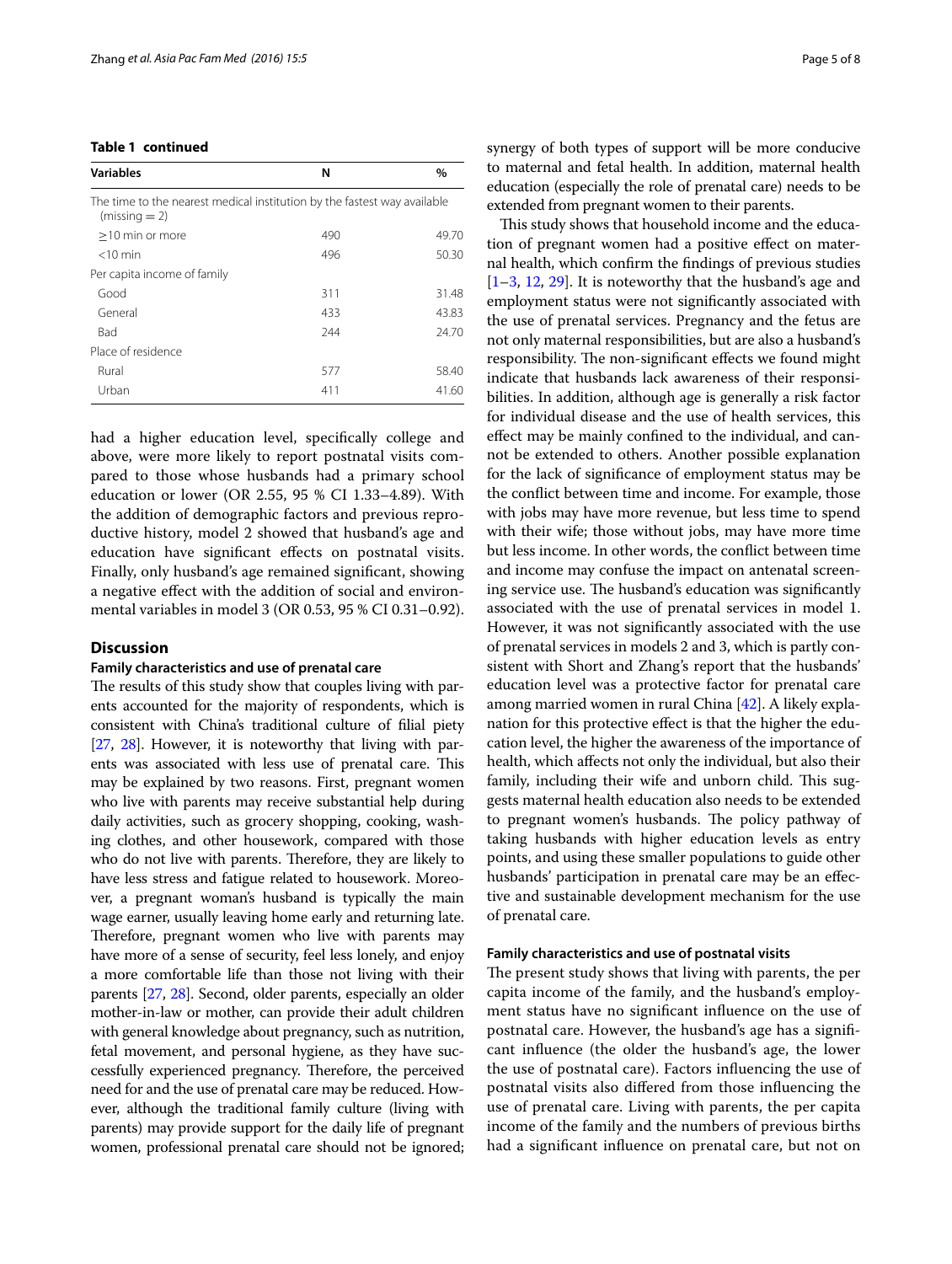**Table 1 continued**

| Variables | N | % |
|---|---|---|
| The time to the nearest medical institution by the fastest way available (missing = 2) | | |
| ≥10 min or more | 490 | 49.70 |
| <10 min | 496 | 50.30 |
| Per capita income of family | | |
| Good | 311 | 31.48 |
| General | 433 | 43.83 |
| Bad | 244 | 24.70 |
| Place of residence | | |
| Rural | 577 | 58.40 |
| Urban | 411 | 41.60 |

had a higher education level, specifically college and above, were more likely to report postnatal visits compared to those whose husbands had a primary school education or lower (OR 2.55, 95 % CI 1.33–4.89). With the addition of demographic factors and previous reproductive history, model 2 showed that husband's age and education have significant effects on postnatal visits. Finally, only husband's age remained significant, showing a negative effect with the addition of social and environmental variables in model 3 (OR 0.53, 95 % CI 0.31–0.92).

## Discussion

### Family characteristics and use of prenatal care

The results of this study show that couples living with parents accounted for the majority of respondents, which is consistent with China's traditional culture of filial piety [27, 28]. However, it is noteworthy that living with parents was associated with less use of prenatal care. This may be explained by two reasons. First, pregnant women who live with parents may receive substantial help during daily activities, such as grocery shopping, cooking, washing clothes, and other housework, compared with those who do not live with parents. Therefore, they are likely to have less stress and fatigue related to housework. Moreover, a pregnant woman's husband is typically the main wage earner, usually leaving home early and returning late. Therefore, pregnant women who live with parents may have more of a sense of security, feel less lonely, and enjoy a more comfortable life than those not living with their parents [27, 28]. Second, older parents, especially an older mother-in-law or mother, can provide their adult children with general knowledge about pregnancy, such as nutrition, fetal movement, and personal hygiene, as they have successfully experienced pregnancy. Therefore, the perceived need for and the use of prenatal care may be reduced. However, although the traditional family culture (living with parents) may provide support for the daily life of pregnant women, professional prenatal care should not be ignored; synergy of both types of support will be more conducive to maternal and fetal health. In addition, maternal health education (especially the role of prenatal care) needs to be extended from pregnant women to their parents.

This study shows that household income and the education of pregnant women had a positive effect on maternal health, which confirm the findings of previous studies [1–3, 12, 29]. It is noteworthy that the husband's age and employment status were not significantly associated with the use of prenatal services. Pregnancy and the fetus are not only maternal responsibilities, but are also a husband's responsibility. The non-significant effects we found might indicate that husbands lack awareness of their responsibilities. In addition, although age is generally a risk factor for individual disease and the use of health services, this effect may be mainly confined to the individual, and cannot be extended to others. Another possible explanation for the lack of significance of employment status may be the conflict between time and income. For example, those with jobs may have more revenue, but less time to spend with their wife; those without jobs, may have more time but less income. In other words, the conflict between time and income may confuse the impact on antenatal screening service use. The husband's education was significantly associated with the use of prenatal services in model 1. However, it was not significantly associated with the use of prenatal services in models 2 and 3, which is partly consistent with Short and Zhang's report that the husbands' education level was a protective factor for prenatal care among married women in rural China [42]. A likely explanation for this protective effect is that the higher the education level, the higher the awareness of the importance of health, which affects not only the individual, but also their family, including their wife and unborn child. This suggests maternal health education also needs to be extended to pregnant women's husbands. The policy pathway of taking husbands with higher education levels as entry points, and using these smaller populations to guide other husbands' participation in prenatal care may be an effective and sustainable development mechanism for the use of prenatal care.

### Family characteristics and use of postnatal visits

The present study shows that living with parents, the per capita income of the family, and the husband's employment status have no significant influence on the use of postnatal care. However, the husband's age has a significant influence (the older the husband's age, the lower the use of postnatal care). Factors influencing the use of postnatal visits also differed from those influencing the use of prenatal care. Living with parents, the per capita income of the family and the numbers of previous births had a significant influence on prenatal care, but not on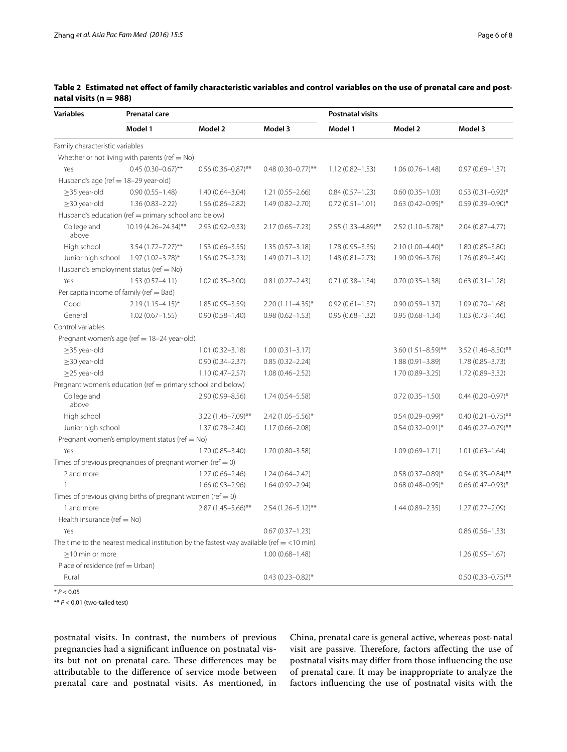**Table 2 Estimated net effect of family characteristic variables and control variables on the use of prenatal care and postnatal visits (n = 988)**

| Variables | Prenatal care | | | Postnatal visits | | |
|---|---|---|---|---|---|---|
| | Model 1 | Model 2 | Model 3 | Model 1 | Model 2 | Model 3 |
| Family characteristic variables | | | | | | |
| Whether or not living with parents (ref = No) | | | | | | |
| Yes | 0.45 (0.30–0.67)** | 0.56 (0.36–0.87)** | 0.48 (0.30–0.77)** | 1.12 (0.82–1.53) | 1.06 (0.76–1.48) | 0.97 (0.69–1.37) |
| Husband's age (ref = 18–29 year-old) | | | | | | |
| ≥35 year-old | 0.90 (0.55–1.48) | 1.40 (0.64–3.04) | 1.21 (0.55–2.66) | 0.84 (0.57–1.23) | 0.60 (0.35–1.03) | 0.53 (0.31–0.92)* |
| ≥30 year-old | 1.36 (0.83–2.22) | 1.56 (0.86–2.82) | 1.49 (0.82–2.70) | 0.72 (0.51–1.01) | 0.63 (0.42–0.95)* | 0.59 (0.39–0.90)* |
| Husband's education (ref = primary school and below) | | | | | | |
| College and above | 10.19 (4.26–24.34)** | 2.93 (0.92–9.33) | 2.17 (0.65–7.23) | 2.55 (1.33–4.89)** | 2.52 (1.10–5.78)* | 2.04 (0.87–4.77) |
| High school | 3.54 (1.72–7.27)** | 1.53 (0.66–3.55) | 1.35 (0.57–3.18) | 1.78 (0.95–3.35) | 2.10 (1.00–4.40)* | 1.80 (0.85–3.80) |
| Junior high school | 1.97 (1.02–3.78)* | 1.56 (0.75–3.23) | 1.49 (0.71–3.12) | 1.48 (0.81–2.73) | 1.90 (0.96–3.76) | 1.76 (0.89–3.49) |
| Husband's employment status (ref = No) | | | | | | |
| Yes | 1.53 (0.57–4.11) | 1.02 (0.35–3.00) | 0.81 (0.27–2.43) | 0.71 (0.38–1.34) | 0.70 (0.35–1.38) | 0.63 (0.31–1.28) |
| Per capita income of family (ref = Bad) | | | | | | |
| Good | 2.19 (1.15–4.15)* | 1.85 (0.95–3.59) | 2.20 (1.11–4.35)* | 0.92 (0.61–1.37) | 0.90 (0.59–1.37) | 1.09 (0.70–1.68) |
| General | 1.02 (0.67–1.55) | 0.90 (0.58–1.40) | 0.98 (0.62–1.53) | 0.95 (0.68–1.32) | 0.95 (0.68–1.34) | 1.03 (0.73–1.46) |
| Control variables | | | | | | |
| Pregnant women's age (ref = 18–24 year-old) | | | | | | |
| ≥35 year-old | | 1.01 (0.32–3.18) | 1.00 (0.31–3.17) | | 3.60 (1.51–8.59)** | 3.52 (1.46–8.50)** |
| ≥30 year-old | | 0.90 (0.34–2.37) | 0.85 (0.32–2.24) | | 1.88 (0.91–3.89) | 1.78 (0.85–3.73) |
| ≥25 year-old | | 1.10 (0.47–2.57) | 1.08 (0.46–2.52) | | 1.70 (0.89–3.25) | 1.72 (0.89–3.32) |
| Pregnant women's education (ref = primary school and below) | | | | | | |
| College and above | | 2.90 (0.99–8.56) | 1.74 (0.54–5.58) | | 0.72 (0.35–1.50) | 0.44 (0.20–0.97)* |
| High school | | 3.22 (1.46–7.09)** | 2.42 (1.05–5.56)* | | 0.54 (0.29–0.99)* | 0.40 (0.21–0.75)** |
| Junior high school | | 1.37 (0.78–2.40) | 1.17 (0.66–2.08) | | 0.54 (0.32–0.91)* | 0.46 (0.27–0.79)** |
| Pregnant women's employment status (ref = No) | | | | | | |
| Yes | | 1.70 (0.85–3.40) | 1.70 (0.80–3.58) | | 1.09 (0.69–1.71) | 1.01 (0.63–1.64) |
| Times of previous pregnancies of pregnant women (ref = 0) | | | | | | |
| 2 and more | | 1.27 (0.66–2.46) | 1.24 (0.64–2.42) | | 0.58 (0.37–0.89)* | 0.54 (0.35–0.84)** |
| 1 | | 1.66 (0.93–2.96) | 1.64 (0.92–2.94) | | 0.68 (0.48–0.95)* | 0.66 (0.47–0.93)* |
| Times of previous giving births of pregnant women (ref = 0) | | | | | | |
| 1 and more | | 2.87 (1.45–5.66)** | 2.54 (1.26–5.12)** | | 1.44 (0.89–2.35) | 1.27 (0.77–2.09) |
| Health insurance (ref = No) | | | | | | |
| Yes | | | 0.67 (0.37–1.23) | | | 0.86 (0.56–1.33) |
| The time to the nearest medical institution by the fastest way available (ref = <10 min) | | | | | | |
| ≥10 min or more | | | 1.00 (0.68–1.48) | | | 1.26 (0.95–1.67) |
| Place of residence (ref = Urban) | | | | | | |
| Rural | | | 0.43 (0.23–0.82)* | | | 0.50 (0.33–0.75)** |

* $P < 0.05$

** $P < 0.01$ (two-tailed test)

postnatal visits. In contrast, the numbers of previous pregnancies had a significant influence on postnatal visits but not on prenatal care. These differences may be attributable to the difference of service mode between prenatal care and postnatal visits. As mentioned, in China, prenatal care is general active, whereas post-natal visit are passive. Therefore, factors affecting the use of postnatal visits may differ from those influencing the use of prenatal care. It may be inappropriate to analyze the factors influencing the use of postnatal visits with the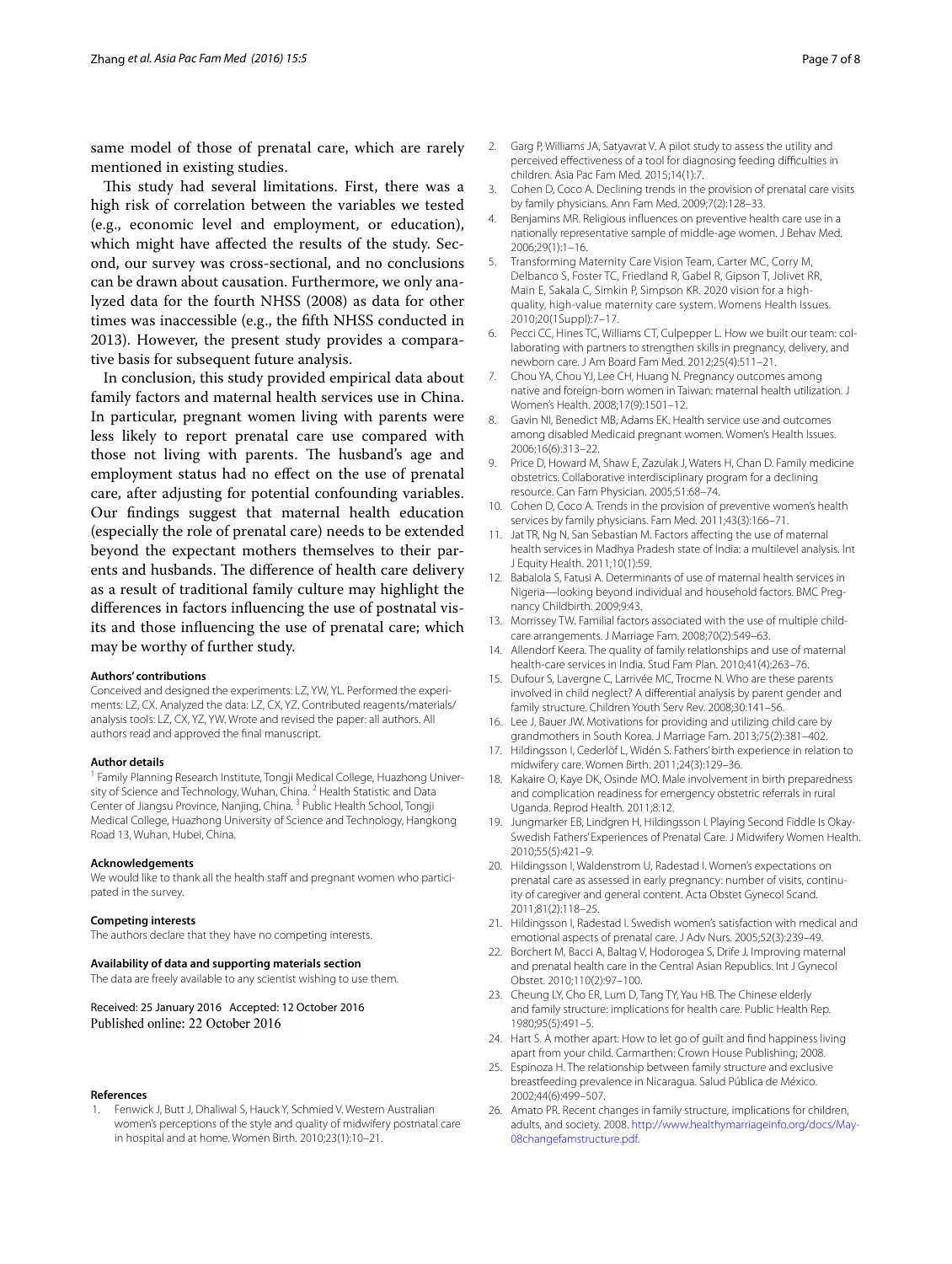same model of those of prenatal care, which are rarely mentioned in existing studies.

This study had several limitations. First, there was a high risk of correlation between the variables we tested (e.g., economic level and employment, or education), which might have affected the results of the study. Second, our survey was cross-sectional, and no conclusions can be drawn about causation. Furthermore, we only analyzed data for the fourth NHSS (2008) as data for other times was inaccessible (e.g., the fifth NHSS conducted in 2013). However, the present study provides a comparative basis for subsequent future analysis.

In conclusion, this study provided empirical data about family factors and maternal health services use in China. In particular, pregnant women living with parents were less likely to report prenatal care use compared with those not living with parents. The husband's age and employment status had no effect on the use of prenatal care, after adjusting for potential confounding variables. Our findings suggest that maternal health education (especially the role of prenatal care) needs to be extended beyond the expectant mothers themselves to their parents and husbands. The difference of health care delivery as a result of traditional family culture may highlight the differences in factors influencing the use of postnatal visits and those influencing the use of prenatal care; which may be worthy of further study.

#### Authors' contributions

Conceived and designed the experiments: LZ, YW, YL. Performed the experiments: LZ, CX. Analyzed the data: LZ, CX, YZ. Contributed reagents/materials/analysis tools: LZ, CX, YZ, YW. Wrote and revised the paper: all authors. All authors read and approved the final manuscript.

#### Author details

[1] Family Planning Research Institute, Tongji Medical College, Huazhong University of Science and Technology, Wuhan, China. [2] Health Statistic and Data Center of Jiangsu Province, Nanjing, China. [3] Public Health School, Tongji Medical College, Huazhong University of Science and Technology, Hangkong Road 13, Wuhan, Hubei, China.

#### Acknowledgements

We would like to thank all the health staff and pregnant women who participated in the survey.

#### Competing interests

The authors declare that they have no competing interests.

#### Availability of data and supporting materials section

The data are freely available to any scientist wishing to use them.

Received: 25 January 2016 Accepted: 12 October 2016
Published online: 22 October 2016

#### References

1. Fenwick J, Butt J, Dhaliwal S, Hauck Y, Schmied V. Western Australian women's perceptions of the style and quality of midwifery postnatal care in hospital and at home. Women Birth. 2010;23(1):10–21.
2. Garg P, Williams JA, Satyavrat V. A pilot study to assess the utility and perceived effectiveness of a tool for diagnosing feeding difficulties in children. Asia Pac Fam Med. 2015;14(1):7.
3. Cohen D, Coco A. Declining trends in the provision of prenatal care visits by family physicians. Ann Fam Med. 2009;7(2):128–33.
4. Benjamins MR. Religious influences on preventive health care use in a nationally representative sample of middle-age women. J Behav Med. 2006;29(1):1–16.
5. Transforming Maternity Care Vision Team, Carter MC, Corry M, Delbanco S, Foster TC, Friedland R, Gabel R, Gipson T, Jolivet RR, Main E, Sakala C, Simkin P, Simpson KR. 2020 vision for a high-quality, high-value maternity care system. Womens Health Issues. 2010;20(1Suppl):7–17.
6. Pecci CC, Hines TC, Williams CT, Culpepper L. How we built our team: collaborating with partners to strengthen skills in pregnancy, delivery, and newborn care. J Am Board Fam Med. 2012;25(4):511–21.
7. Chou YA, Chou YJ, Lee CH, Huang N. Pregnancy outcomes among native and foreign-born women in Taiwan: maternal health utilization. J Women's Health. 2008;17(9):1501–12.
8. Gavin NI, Benedict MB, Adams EK. Health service use and outcomes among disabled Medicaid pregnant women. Women's Health Issues. 2006;16(6):313–22.
9. Price D, Howard M, Shaw E, Zazulak J, Waters H, Chan D. Family medicine obstetrics. Collaborative interdisciplinary program for a declining resource. Can Fam Physician. 2005;51:68–74.
10. Cohen D, Coco A. Trends in the provision of preventive women's health services by family physicians. Fam Med. 2011;43(3):166–71.
11. Jat TR, Ng N, San Sebastian M. Factors affecting the use of maternal health services in Madhya Pradesh state of India: a multilevel analysis. Int J Equity Health. 2011;10(1):59.
12. Babalola S, Fatusi A. Determinants of use of maternal health services in Nigeria—looking beyond individual and household factors. BMC Pregnancy Childbirth. 2009;9:43.
13. Morrissey TW. Familial factors associated with the use of multiple child-care arrangements. J Marriage Fam. 2008;70(2):549–63.
14. Allendorf Keera. The quality of family relationships and use of maternal health-care services in India. Stud Fam Plan. 2010;41(4):263–76.
15. Dufour S, Lavergne C, Larrivée MC, Trocme N. Who are these parents involved in child neglect? A differential analysis by parent gender and family structure. Children Youth Serv Rev. 2008;30:141–56.
16. Lee J, Bauer JW. Motivations for providing and utilizing child care by grandmothers in South Korea. J Marriage Fam. 2013;75(2):381–402.
17. Hildingsson I, Cederlöf L, Widén S. Fathers' birth experience in relation to midwifery care. Women Birth. 2011;24(3):129–36.
18. Kakaire O, Kaye DK, Osinde MO. Male involvement in birth preparedness and complication readiness for emergency obstetric referrals in rural Uganda. Reprod Health. 2011;8:12.
19. Jungmarker EB, Lindgren H, Hildingsson I. Playing Second Fiddle Is Okay-Swedish Fathers' Experiences of Prenatal Care. J Midwifery Women Health. 2010;55(5):421–9.
20. Hildingsson I, Waldenstrom U, Radestad I. Women's expectations on prenatal care as assessed in early pregnancy: number of visits, continuity of caregiver and general content. Acta Obstet Gynecol Scand. 2011;81(2):118–25.
21. Hildingsson I, Radestad I. Swedish women's satisfaction with medical and emotional aspects of prenatal care. J Adv Nurs. 2005;52(3):239–49.
22. Borchert M, Bacci A, Baltag V, Hodorogea S, Drife J. Improving maternal and prenatal health care in the Central Asian Republics. Int J Gynecol Obstet. 2010;110(2):97–100.
23. Cheung LY, Cho ER, Lum D, Tang TY, Yau HB. The Chinese elderly and family structure: implications for health care. Public Health Rep. 1980;95(5):491–5.
24. Hart S. A mother apart: How to let go of guilt and find happiness living apart from your child. Carmarthen: Crown House Publishing; 2008.
25. Espinoza H. The relationship between family structure and exclusive breastfeeding prevalence in Nicaragua. Salud Pública de México. 2002;44(6):499–507.
26. Amato PR. Recent changes in family structure, implications for children, adults, and society. 2008. http://www.healthymarriageinfo.org/docs/May-08changefamstructure.pdf.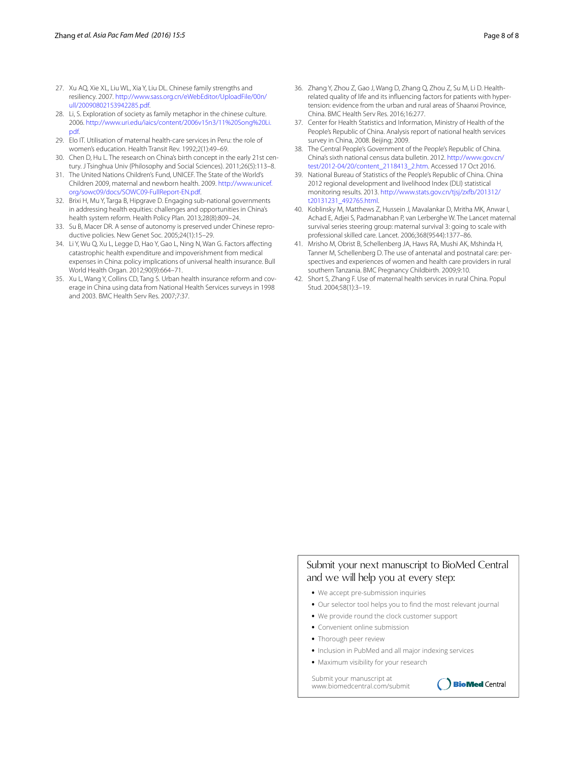27. Xu AQ, Xie XL, Liu WL, Xia Y, Liu DL. Chinese family strengths and resiliency. 2007. http://www.sass.org.cn/eWebEditor/UploadFile/00n/ull/20090802153942285.pdf.
28. Li, S. Exploration of society as family metaphor in the chinese culture. 2006. http://www.uri.edu/iaics/content/2006v15n3/11%20Song%20Li.pdf.
29. Elo IT. Utilisation of maternal health-care services in Peru: the role of women's education. Health Transit Rev. 1992;2(1):49–69.
30. Chen D, Hu L. The research on China's birth concept in the early 21st century. J Tsinghua Univ (Philosophy and Social Sciences). 2011;26(5):113–8.
31. The United Nations Children's Fund, UNICEF. The State of the World's Children 2009, maternal and newborn health. 2009. http://www.unicef.org/sowc09/docs/SOWC09-FullReport-EN.pdf.
32. Brixi H, Mu Y, Targa B, Hipgrave D. Engaging sub-national governments in addressing health equities: challenges and opportunities in China's health system reform. Health Policy Plan. 2013;28(8):809–24.
33. Su B, Macer DR. A sense of autonomy is preserved under Chinese reproductive policies. New Genet Soc. 2005;24(1):15–29.
34. Li Y, Wu Q, Xu L, Legge D, Hao Y, Gao L, Ning N, Wan G. Factors affecting catastrophic health expenditure and impoverishment from medical expenses in China: policy implications of universal health insurance. Bull World Health Organ. 2012;90(9):664–71.
35. Xu L, Wang Y, Collins CD, Tang S. Urban health insurance reform and coverage in China using data from National Health Services surveys in 1998 and 2003. BMC Health Serv Res. 2007;7:37.
36. Zhang Y, Zhou Z, Gao J, Wang D, Zhang Q, Zhou Z, Su M, Li D. Health-related quality of life and its influencing factors for patients with hypertension: evidence from the urban and rural areas of Shaanxi Province, China. BMC Health Serv Res. 2016;16:277.
37. Center for Health Statistics and Information, Ministry of Health of the People's Republic of China. Analysis report of national health services survey in China, 2008. Beijing; 2009.
38. The Central People's Government of the People's Republic of China. China's sixth national census data bulletin. 2012. http://www.gov.cn/test/2012-04/20/content_2118413_2.htm. Accessed 17 Oct 2016.
39. National Bureau of Statistics of the People's Republic of China. China 2012 regional development and livelihood Index (DLI) statistical monitoring results. 2013. http://www.stats.gov.cn/tjsj/zxfb/201312/t20131231_492765.html.
40. Koblinsky M, Matthews Z, Hussein J, Mavalankar D, Mritha MK, Anwar I, Achad E, Adjei S, Padmanabhan P, van Lerberghe W. The Lancet maternal survival series steering group: maternal survival 3: going to scale with professional skilled care. Lancet. 2006;368(9544):1377–86.
41. Mrisho M, Obrist B, Schellenberg JA, Haws RA, Mushi AK, Mshinda H, Tanner M, Schellenberg D. The use of antenatal and postnatal care: perspectives and experiences of women and health care providers in rural southern Tanzania. BMC Pregnancy Childbirth. 2009;9:10.
42. Short S, Zhang F. Use of maternal health services in rural China. Popul Stud. 2004;58(1):3–19.

Submit your next manuscript to BioMed Central and we will help you at every step:

- We accept pre-submission inquiries
- Our selector tool helps you to find the most relevant journal
- We provide round the clock customer support
- Convenient online submission
- Thorough peer review
- Inclusion in PubMed and all major indexing services
- Maximum visibility for your research

Submit your manuscript at www.biomedcentral.com/submit

BioMed Central